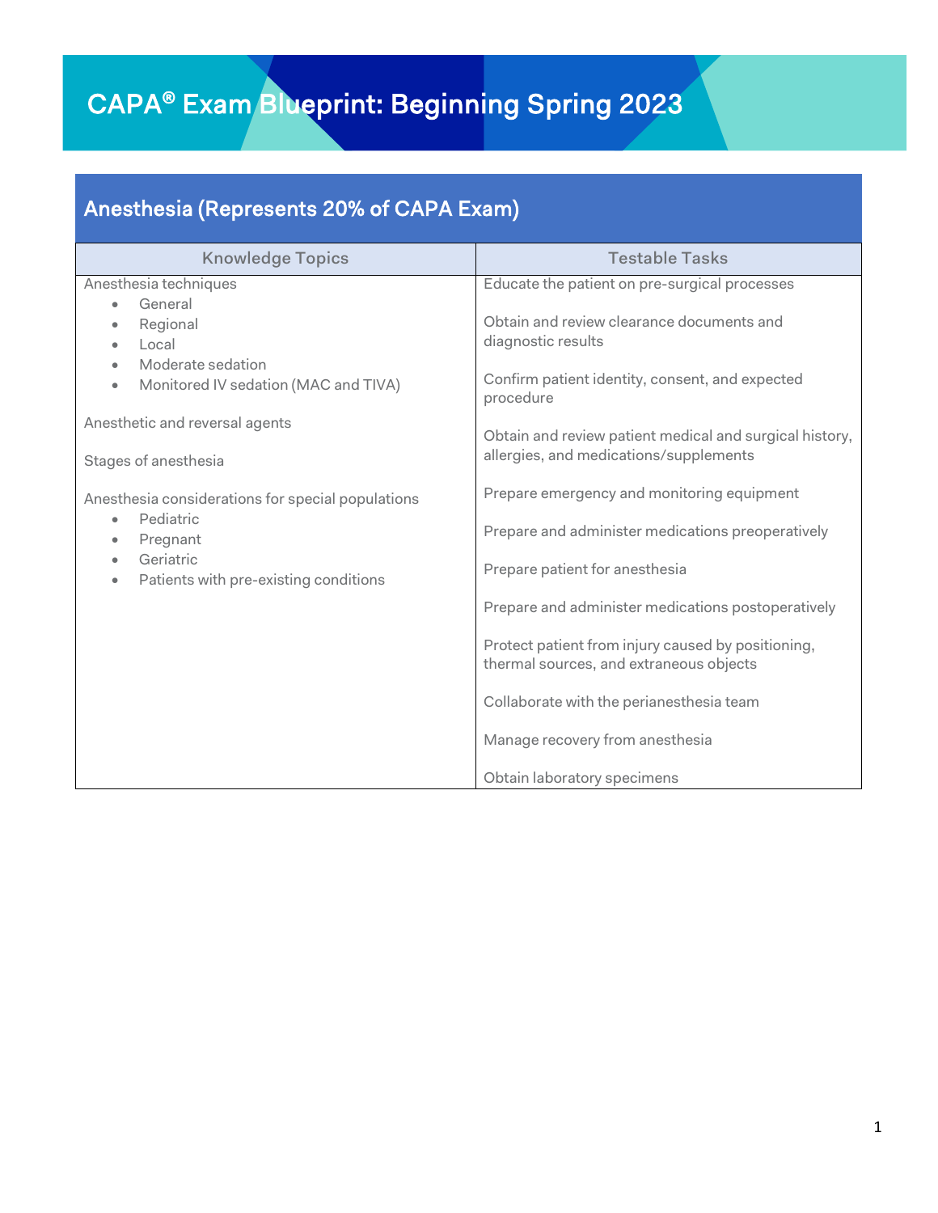# CAPA® Exam Blueprint: Beginning Spring 2023

## Anesthesia (Represents 20% of CAPA Exam)

| Knowledge Topics | Testable Tasks |
|---|---|
| Anesthesia techniques<br>• General<br>• Regional<br>• Local<br>• Moderate sedation<br>• Monitored IV sedation (MAC and TIVA)<br><br>Anesthetic and reversal agents<br><br>Stages of anesthesia<br><br>Anesthesia considerations for special populations<br>• Pediatric<br>• Pregnant<br>• Geriatric<br>• Patients with pre-existing conditions | Educate the patient on pre-surgical processes<br><br>Obtain and review clearance documents and diagnostic results<br><br>Confirm patient identity, consent, and expected procedure<br><br>Obtain and review patient medical and surgical history, allergies, and medications/supplements<br><br>Prepare emergency and monitoring equipment<br><br>Prepare and administer medications preoperatively<br><br>Prepare patient for anesthesia<br><br>Prepare and administer medications postoperatively<br><br>Protect patient from injury caused by positioning, thermal sources, and extraneous objects<br><br>Collaborate with the perianesthesia team<br><br>Manage recovery from anesthesia<br><br>Obtain laboratory specimens |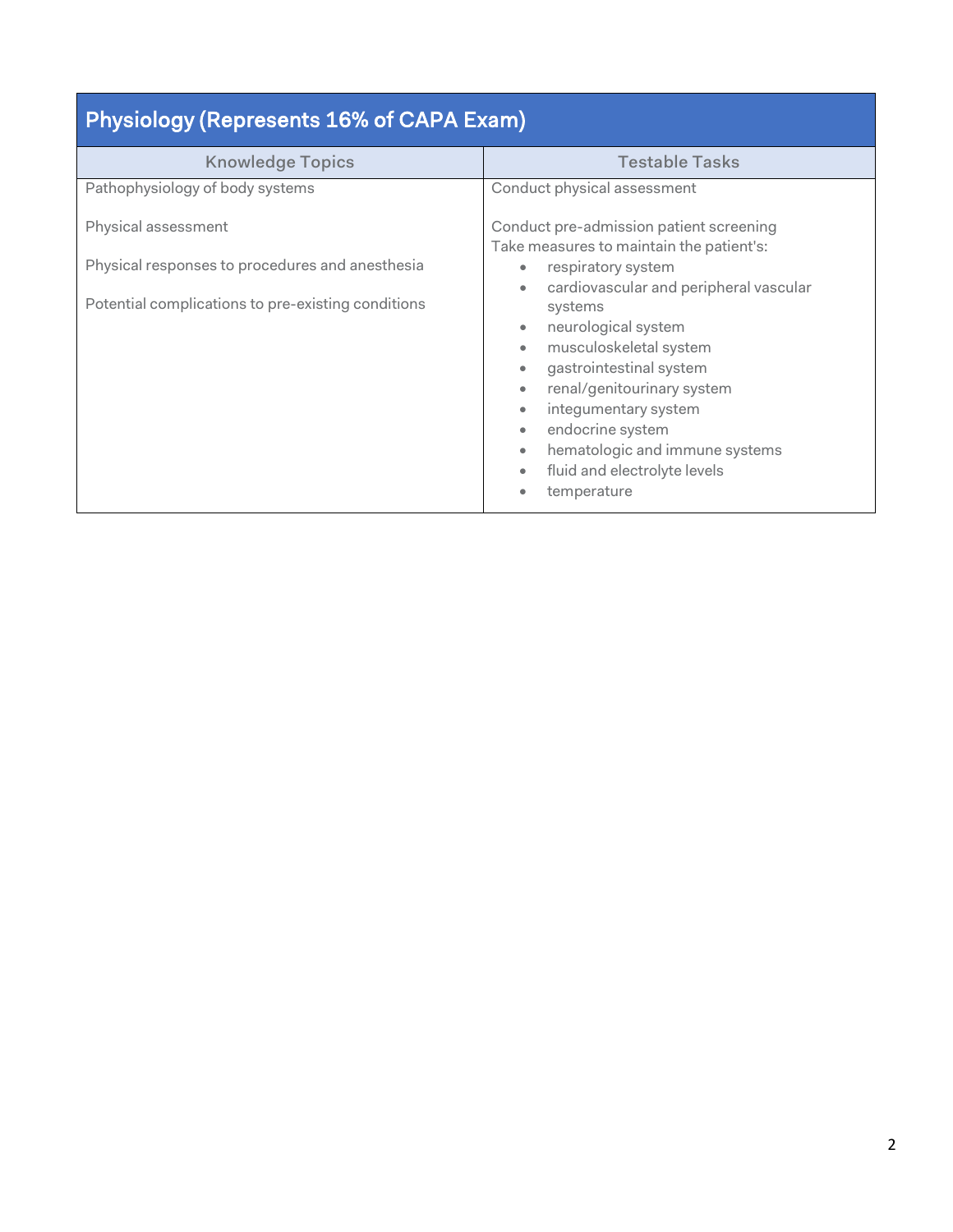| Physiology (Represents 16% of CAPA Exam) | |
|---|---|
| **Knowledge Topics** | **Testable Tasks** |
| Pathophysiology of body systems<br><br>Physical assessment<br><br>Physical responses to procedures and anesthesia<br><br>Potential complications to pre-existing conditions | Conduct physical assessment<br><br>Conduct pre-admission patient screening<br>Take measures to maintain the patient's:<br>• respiratory system<br>• cardiovascular and peripheral vascular systems<br>• neurological system<br>• musculoskeletal system<br>• gastrointestinal system<br>• renal/genitourinary system<br>• integumentary system<br>• endocrine system<br>• hematologic and immune systems<br>• fluid and electrolyte levels<br>• temperature |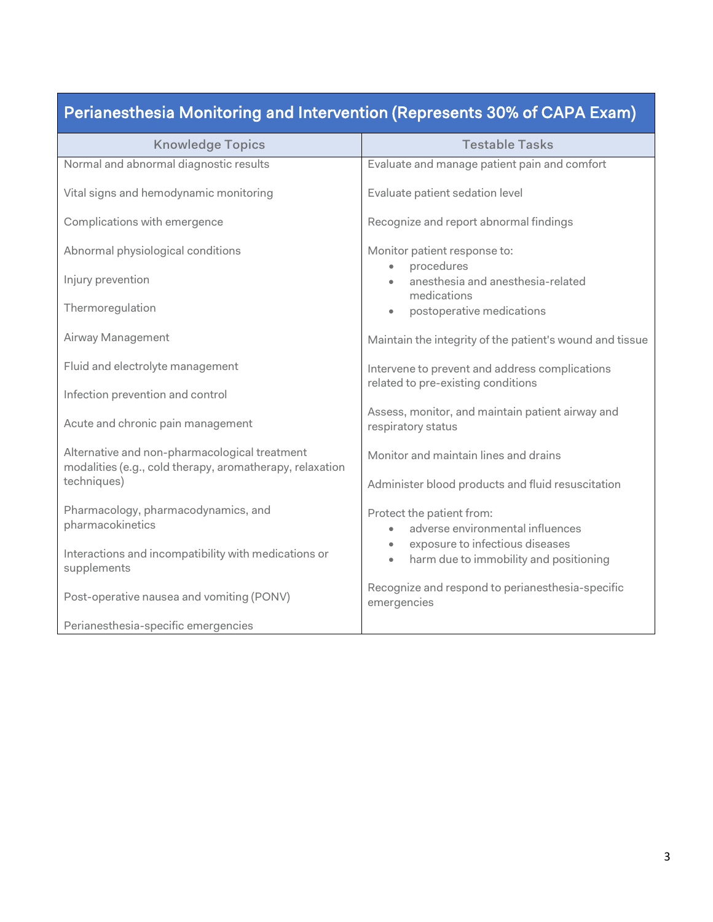## Perianesthesia Monitoring and Intervention (Represents 30% of CAPA Exam)

| Knowledge Topics | Testable Tasks |
|---|---|
| Normal and abnormal diagnostic results | Evaluate and manage patient pain and comfort |
| Vital signs and hemodynamic monitoring | Evaluate patient sedation level |
| Complications with emergence | Recognize and report abnormal findings |
| Abnormal physiological conditions | Monitor patient response to: <br>• procedures <br>• anesthesia and anesthesia-related medications <br>• postoperative medications |
| Injury prevention | |
| Thermoregulation | |
| Airway Management | Maintain the integrity of the patient's wound and tissue |
| Fluid and electrolyte management | Intervene to prevent and address complications related to pre-existing conditions |
| Infection prevention and control | |
| Acute and chronic pain management | Assess, monitor, and maintain patient airway and respiratory status |
| Alternative and non-pharmacological treatment modalities (e.g., cold therapy, aromatherapy, relaxation techniques) | Monitor and maintain lines and drains |
| | Administer blood products and fluid resuscitation |
| Pharmacology, pharmacodynamics, and pharmacokinetics | Protect the patient from: <br>• adverse environmental influences <br>• exposure to infectious diseases <br>• harm due to immobility and positioning |
| Interactions and incompatibility with medications or supplements | |
| Post-operative nausea and vomiting (PONV) | Recognize and respond to perianesthesia-specific emergencies |
| Perianesthesia-specific emergencies | |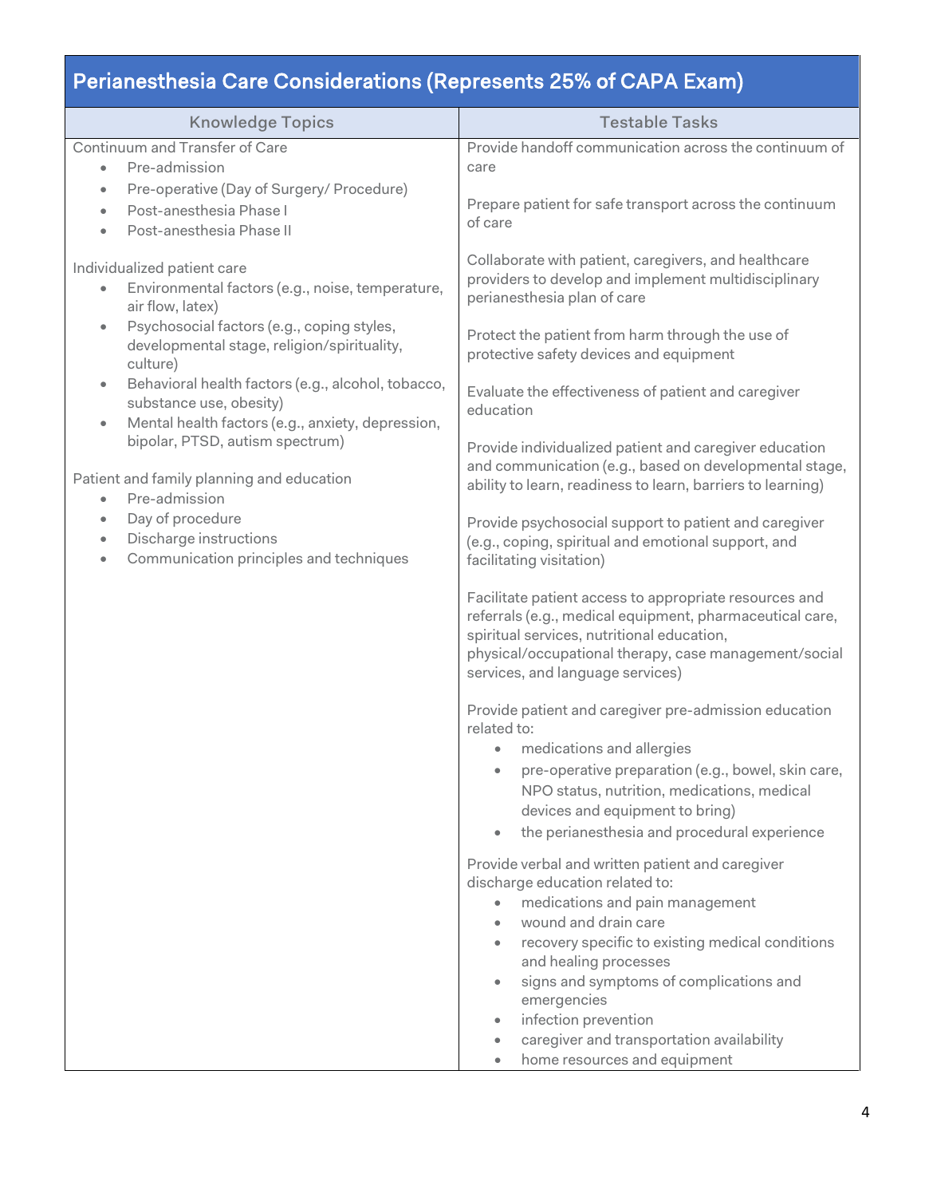## Perianesthesia Care Considerations (Represents 25% of CAPA Exam)

| Knowledge Topics | Testable Tasks |
| --- | --- |
| Continuum and Transfer of Care<br>• Pre-admission<br>• Pre-operative (Day of Surgery/ Procedure)<br>• Post-anesthesia Phase I<br>• Post-anesthesia Phase II<br><br>Individualized patient care<br>• Environmental factors (e.g., noise, temperature, air flow, latex)<br>• Psychosocial factors (e.g., coping styles, developmental stage, religion/spirituality, culture)<br>• Behavioral health factors (e.g., alcohol, tobacco, substance use, obesity)<br>• Mental health factors (e.g., anxiety, depression, bipolar, PTSD, autism spectrum)<br><br>Patient and family planning and education<br>• Pre-admission<br>• Day of procedure<br>• Discharge instructions<br>• Communication principles and techniques | Provide handoff communication across the continuum of care<br><br>Prepare patient for safe transport across the continuum of care<br><br>Collaborate with patient, caregivers, and healthcare providers to develop and implement multidisciplinary perianesthesia plan of care<br><br>Protect the patient from harm through the use of protective safety devices and equipment<br><br>Evaluate the effectiveness of patient and caregiver education<br><br>Provide individualized patient and caregiver education and communication (e.g., based on developmental stage, ability to learn, readiness to learn, barriers to learning)<br><br>Provide psychosocial support to patient and caregiver (e.g., coping, spiritual and emotional support, and facilitating visitation)<br><br>Facilitate patient access to appropriate resources and referrals (e.g., medical equipment, pharmaceutical care, spiritual services, nutritional education, physical/occupational therapy, case management/social services, and language services)<br><br>Provide patient and caregiver pre-admission education related to:<br>• medications and allergies<br>• pre-operative preparation (e.g., bowel, skin care, NPO status, nutrition, medications, medical devices and equipment to bring)<br>• the perianesthesia and procedural experience<br><br>Provide verbal and written patient and caregiver discharge education related to:<br>• medications and pain management<br>• wound and drain care<br>• recovery specific to existing medical conditions and healing processes<br>• signs and symptoms of complications and emergencies<br>• infection prevention<br>• caregiver and transportation availability<br>• home resources and equipment |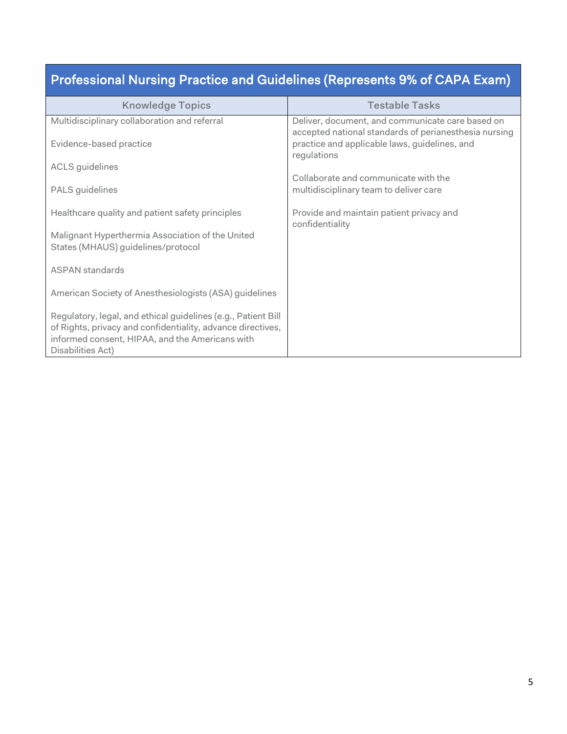| Professional Nursing Practice and Guidelines (Represents 9% of CAPA Exam) | |
|---|---|
| **Knowledge Topics** | **Testable Tasks** |
| Multidisciplinary collaboration and referral<br><br>Evidence-based practice<br><br>ACLS guidelines<br><br>PALS guidelines<br><br>Healthcare quality and patient safety principles<br><br>Malignant Hyperthermia Association of the United States (MHAUS) guidelines/protocol<br><br>ASPAN standards<br><br>American Society of Anesthesiologists (ASA) guidelines<br><br>Regulatory, legal, and ethical guidelines (e.g., Patient Bill of Rights, privacy and confidentiality, advance directives, informed consent, HIPAA, and the Americans with Disabilities Act) | Deliver, document, and communicate care based on accepted national standards of perianesthesia nursing practice and applicable laws, guidelines, and regulations<br><br>Collaborate and communicate with the multidisciplinary team to deliver care<br><br>Provide and maintain patient privacy and confidentiality |